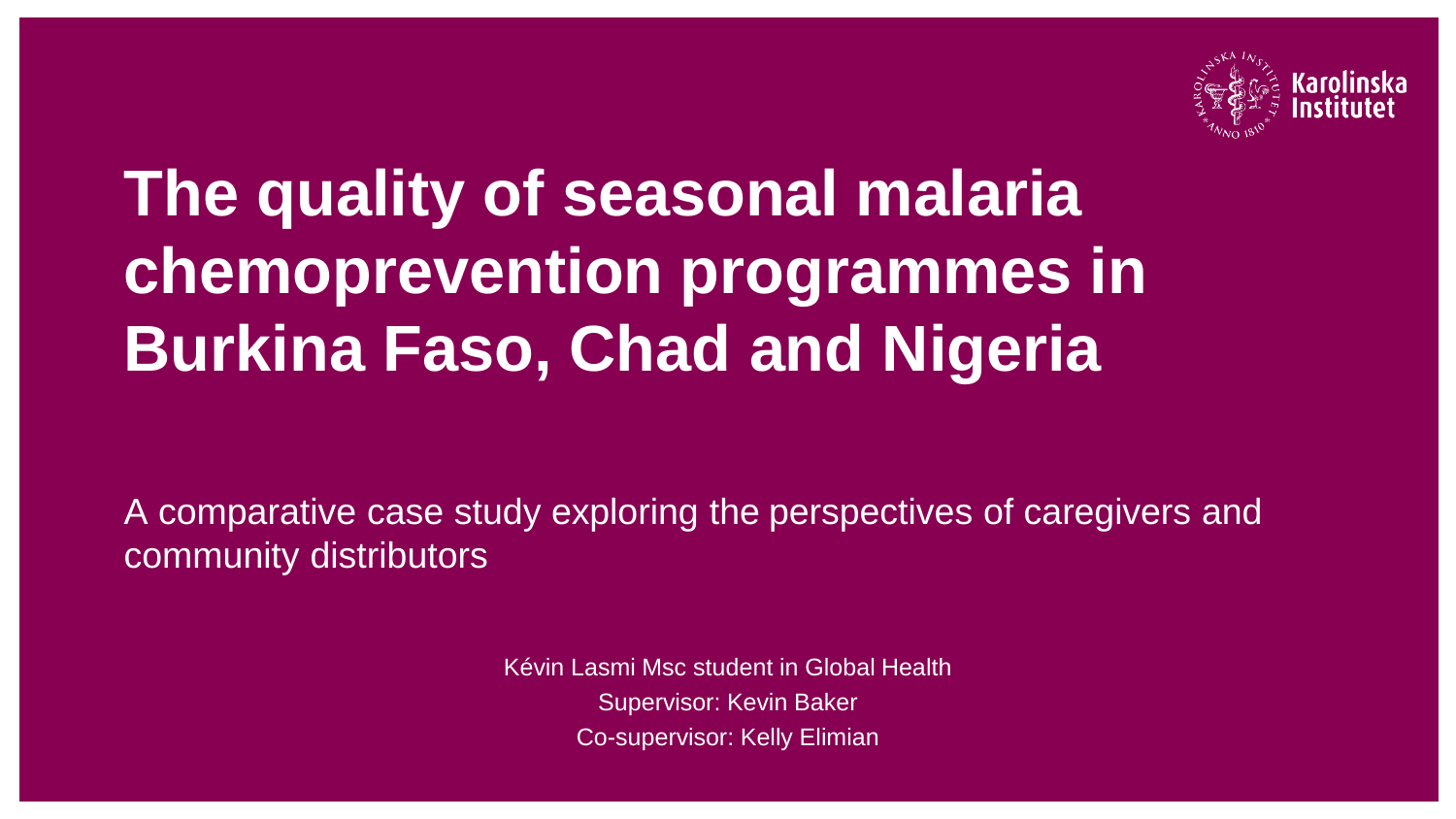Karolinska Institutet

# The quality of seasonal malaria chemoprevention programmes in Burkina Faso, Chad and Nigeria

A comparative case study exploring the perspectives of caregivers and community distributors

Kévin Lasmi Msc student in Global Health

Supervisor: Kevin Baker

Co-supervisor: Kelly Elimian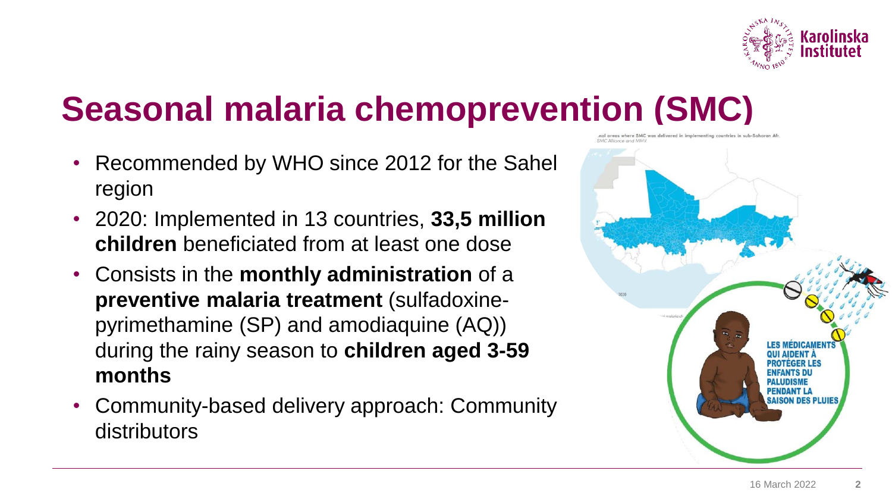# Seasonal malaria chemoprevention (SMC)

- Recommended by WHO since 2012 for the Sahel region
- 2020: Implemented in 13 countries, **33,5 million children** beneficiated from at least one dose
- Consists in the **monthly administration** of a **preventive malaria treatment** (sulfadoxine-pyrimethamine (SP) and amodiaquine (AQ)) during the rainy season to **children aged 3-59 months**
- Community-based delivery approach: Community distributors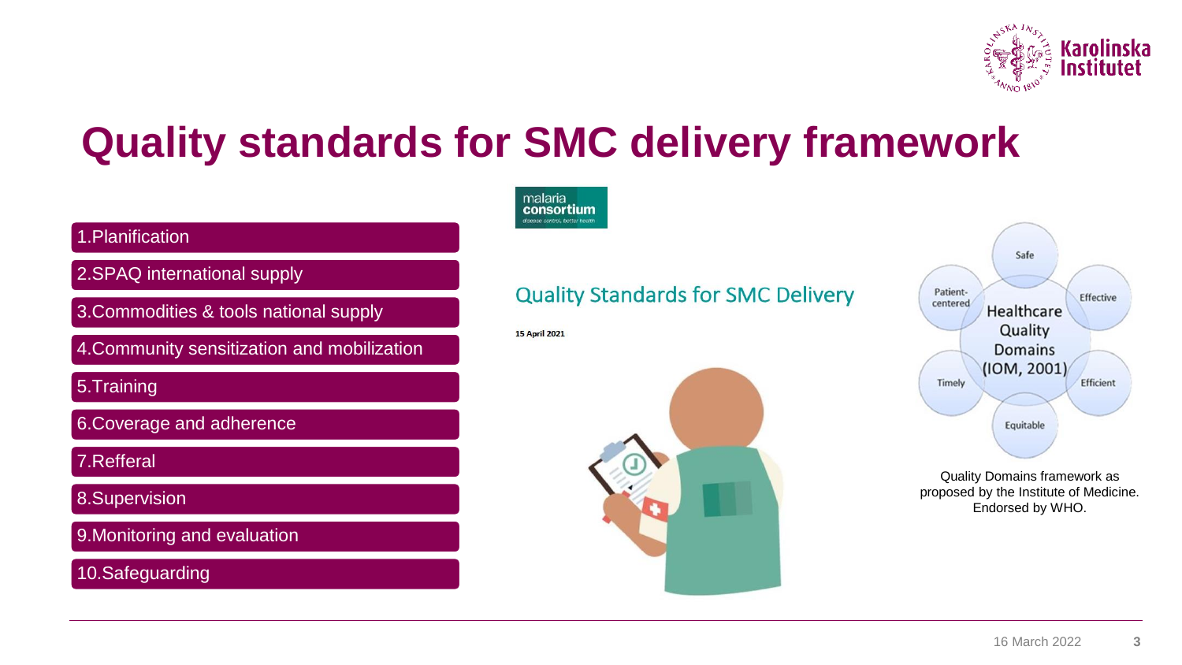# Quality standards for SMC delivery framework

1. Planification
2. SPAQ international supply
3. Commodities & tools national supply
4. Community sensitization and mobilization
5. Training
6. Coverage and adherence
7. Refferal
8. Supervision
9. Monitoring and evaluation
10. Safeguarding

malaria consortium
disease control, better health

## Quality Standards for SMC Delivery

15 April 2021

Healthcare Quality Domains (IOM, 2001)

- Safe
- Effective
- Efficient
- Equitable
- Timely
- Patient-centered

Quality Domains framework as proposed by the Institute of Medicine. Endorsed by WHO.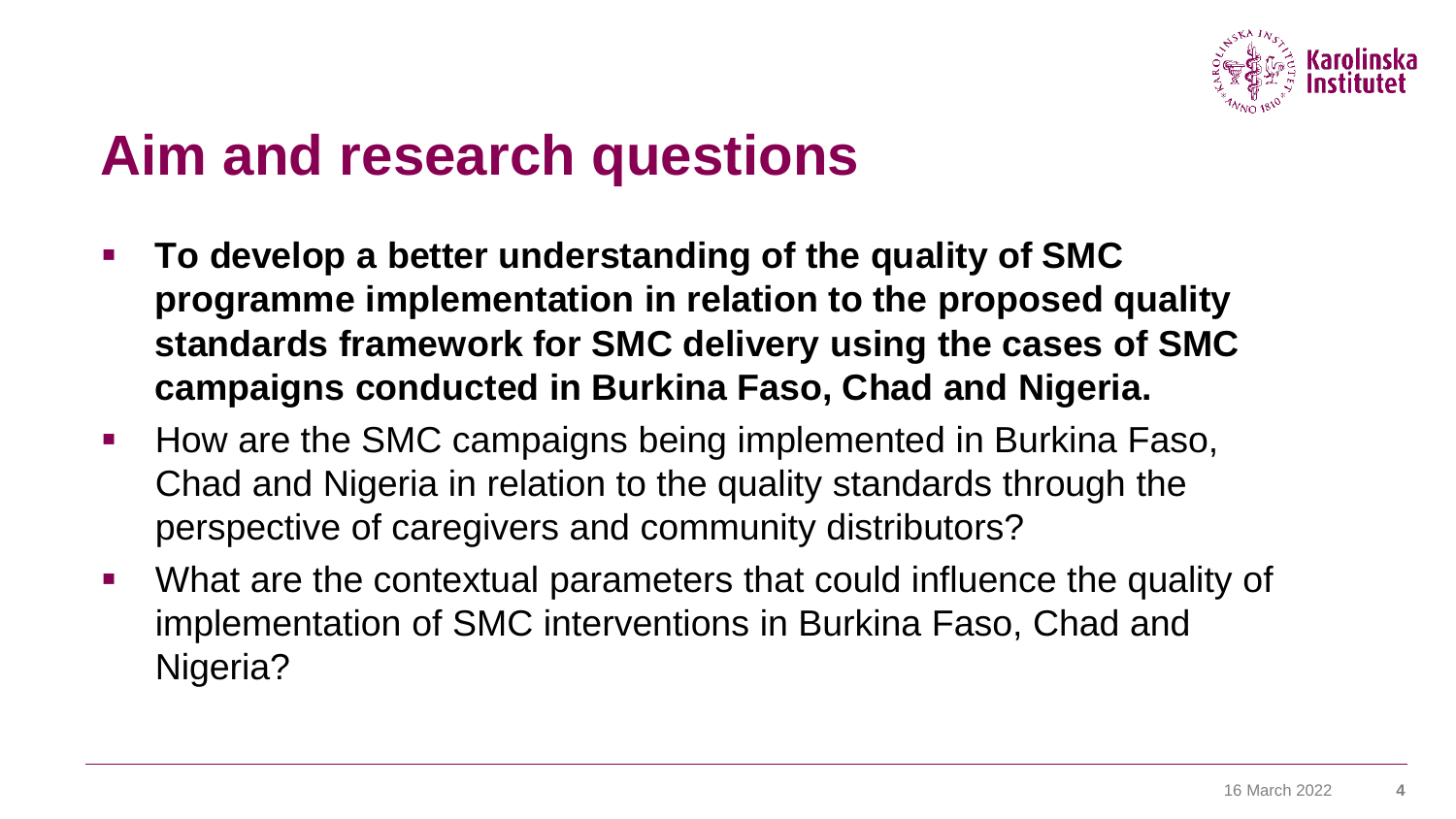# Aim and research questions

- **To develop a better understanding of the quality of SMC programme implementation in relation to the proposed quality standards framework for SMC delivery using the cases of SMC campaigns conducted in Burkina Faso, Chad and Nigeria.**
- How are the SMC campaigns being implemented in Burkina Faso, Chad and Nigeria in relation to the quality standards through the perspective of caregivers and community distributors?
- What are the contextual parameters that could influence the quality of implementation of SMC interventions in Burkina Faso, Chad and Nigeria?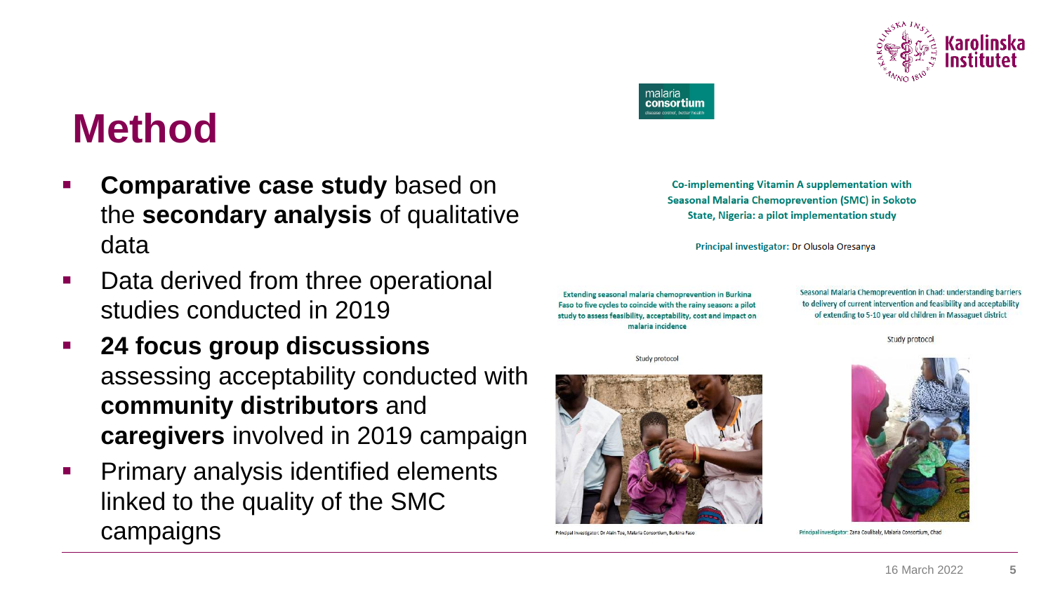# Method

- **Comparative case study** based on the **secondary analysis** of qualitative data
- Data derived from three operational studies conducted in 2019
- **24 focus group discussions** assessing acceptability conducted with **community distributors** and **caregivers** involved in 2019 campaign
- Primary analysis identified elements linked to the quality of the SMC campaigns

malaria consortium
disease control, better health

**Co-implementing Vitamin A supplementation with Seasonal Malaria Chemoprevention (SMC) in Sokoto State, Nigeria: a pilot implementation study**

**Principal investigator:** Dr Olusola Oresanya

**Extending seasonal malaria chemoprevention in Burkina Faso to five cycles to coincide with the rainy season: a pilot study to assess feasibility, acceptability, cost and impact on malaria incidence**

Study protocol

Principal investigator: Dr Alain Toe, Malaria Consortium, Burkina Faso

**Seasonal Malaria Chemoprevention in Chad: understanding barriers to delivery of current intervention and feasibility and acceptability of extending to 5-10 year old children in Massaguet district**

Study protocol

Principal investigator: Zana Coulibaly, Malaria Consortium, Chad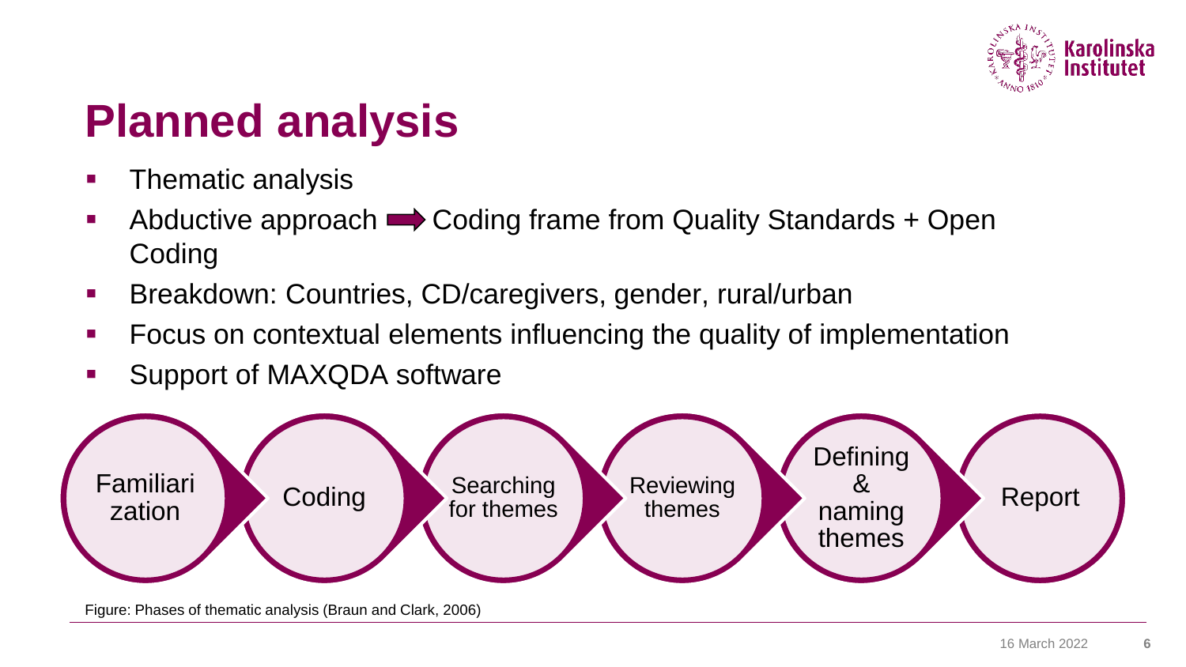# Planned analysis

- Thematic analysis
- Abductive approach ➡ Coding frame from Quality Standards + Open Coding
- Breakdown: Countries, CD/caregivers, gender, rural/urban
- Focus on contextual elements influencing the quality of implementation
- Support of MAXQDA software

Familiarization → Coding → Searching for themes → Reviewing themes → Defining & naming themes → Report

Figure: Phases of thematic analysis (Braun and Clark, 2006)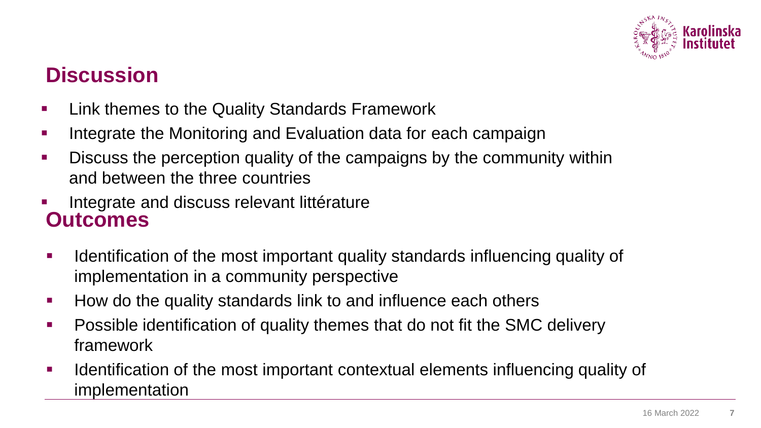## Discussion

- Link themes to the Quality Standards Framework
- Integrate the Monitoring and Evaluation data for each campaign
- Discuss the perception quality of the campaigns by the community within and between the three countries
- Integrate and discuss relevant littérature

## Outcomes

- Identification of the most important quality standards influencing quality of implementation in a community perspective
- How do the quality standards link to and influence each others
- Possible identification of quality themes that do not fit the SMC delivery framework
- Identification of the most important contextual elements influencing quality of implementation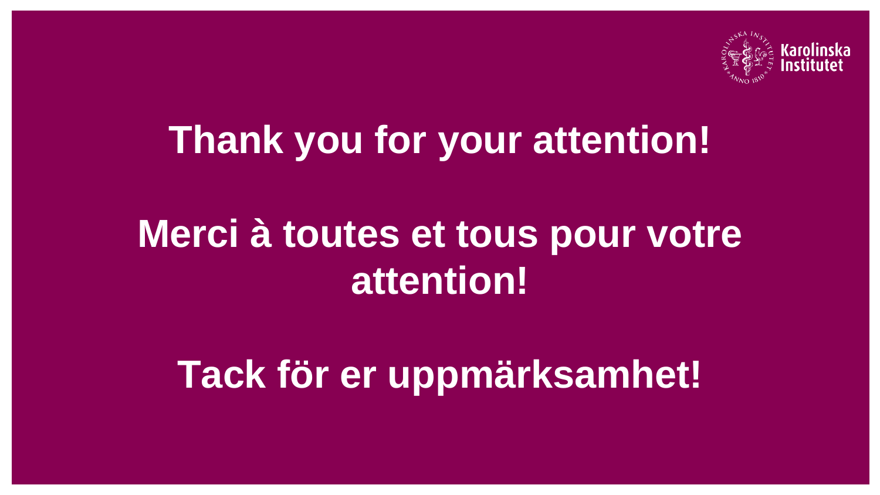# Thank you for your attention!

# Merci à toutes et tous pour votre attention!

# Tack för er uppmärksamhet!